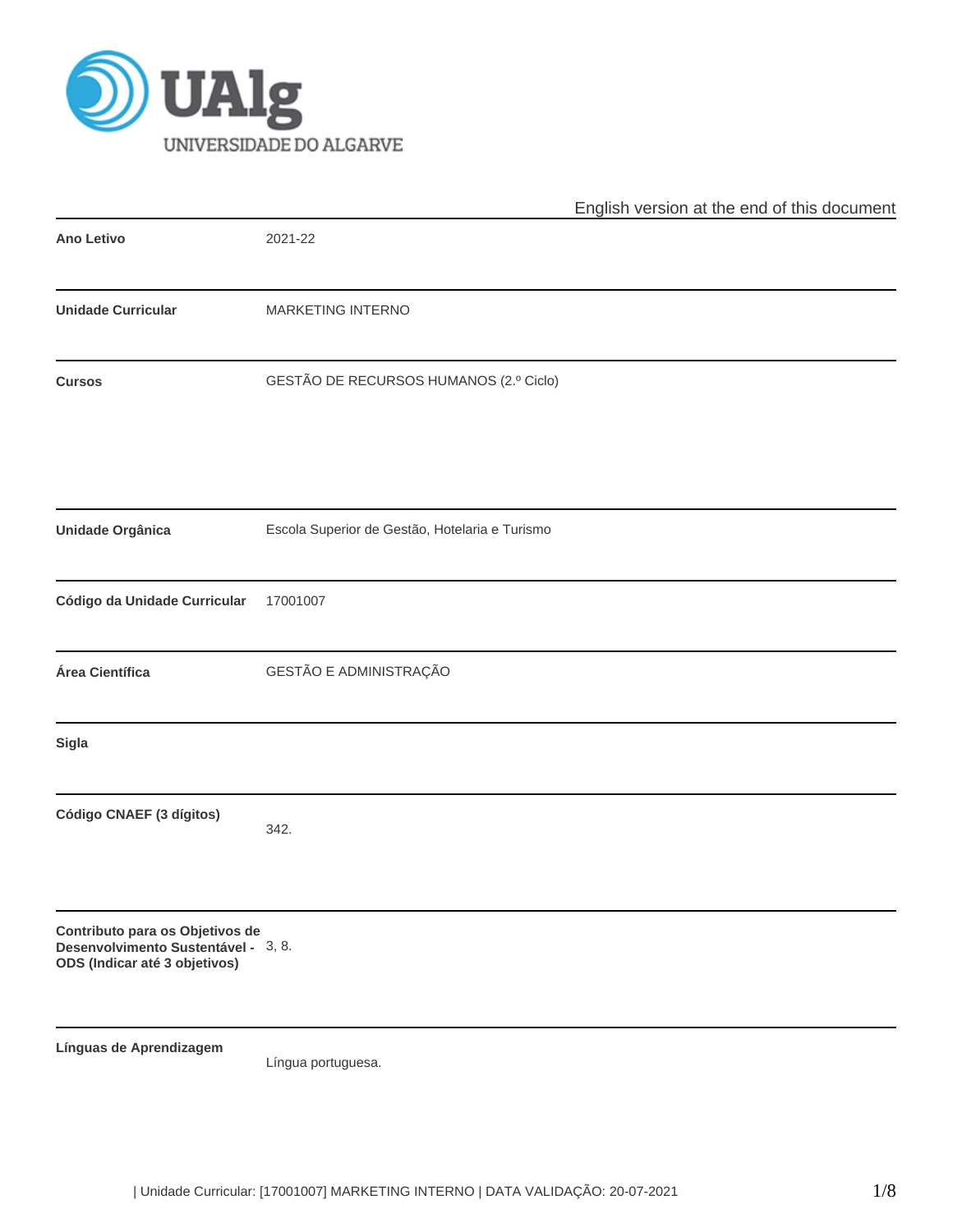UNIVERSIDADE DO ALGARVE

English version at the end of this document

| | |
|---|---|
| **Ano Letivo** | 2021-22 |
| **Unidade Curricular** | MARKETING INTERNO |
| **Cursos** | GESTÃO DE RECURSOS HUMANOS (2.º Ciclo) |
| **Unidade Orgânica** | Escola Superior de Gestão, Hotelaria e Turismo |
| **Código da Unidade Curricular** | 17001007 |
| **Área Científica** | GESTÃO E ADMINISTRAÇÃO |
| **Sigla** | |
| **Código CNAEF (3 dígitos)** | 342. |
| **Contributo para os Objetivos de Desenvolvimento Sustentável - ODS (Indicar até 3 objetivos)** | 3, 8. |
| **Línguas de Aprendizagem** | Língua portuguesa. |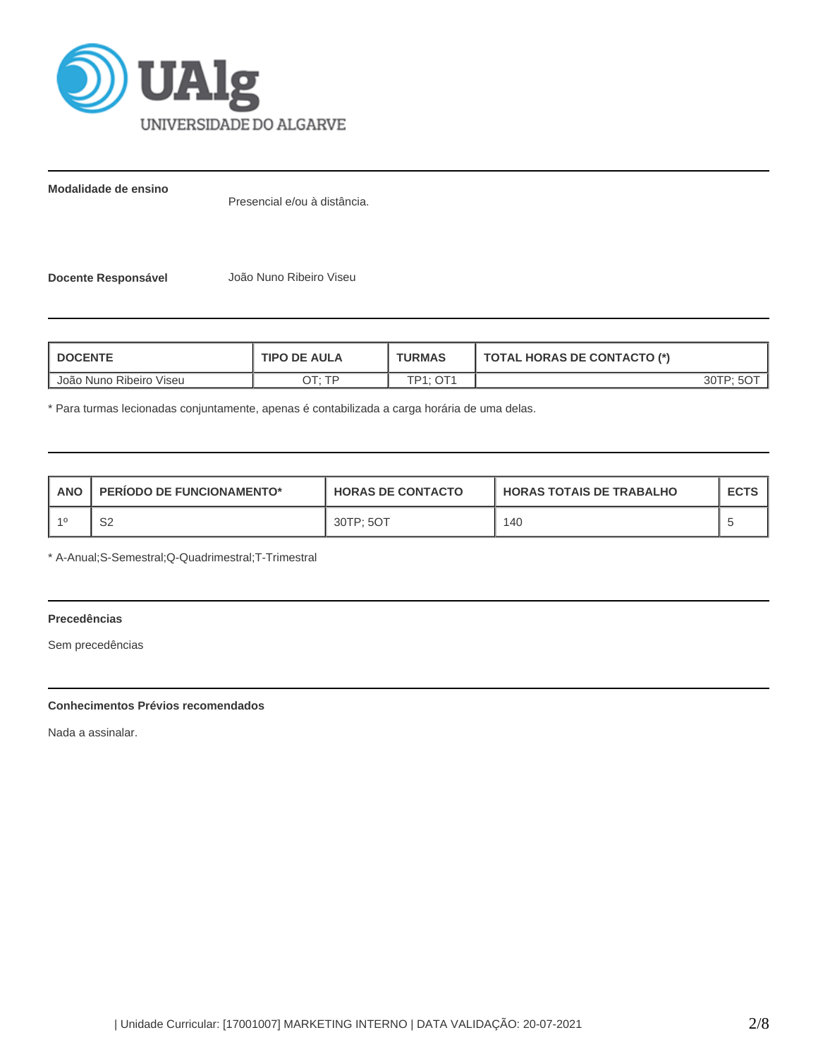**Modalidade de ensino**

Presencial e/ou à distância.

**Docente Responsável** João Nuno Ribeiro Viseu

| DOCENTE | TIPO DE AULA | TURMAS | TOTAL HORAS DE CONTACTO (*) |
|---|---|---|---|
| João Nuno Ribeiro Viseu | OT; TP | TP1; OT1 | 30TP; 5OT |

* Para turmas lecionadas conjuntamente, apenas é contabilizada a carga horária de uma delas.

| ANO | PERÍODO DE FUNCIONAMENTO* | HORAS DE CONTACTO | HORAS TOTAIS DE TRABALHO | ECTS |
|---|---|---|---|---|
| 1º | S2 | 30TP; 5OT | 140 | 5 |

* A-Anual;S-Semestral;Q-Quadrimestral;T-Trimestral

**Precedências**

Sem precedências

**Conhecimentos Prévios recomendados**

Nada a assinalar.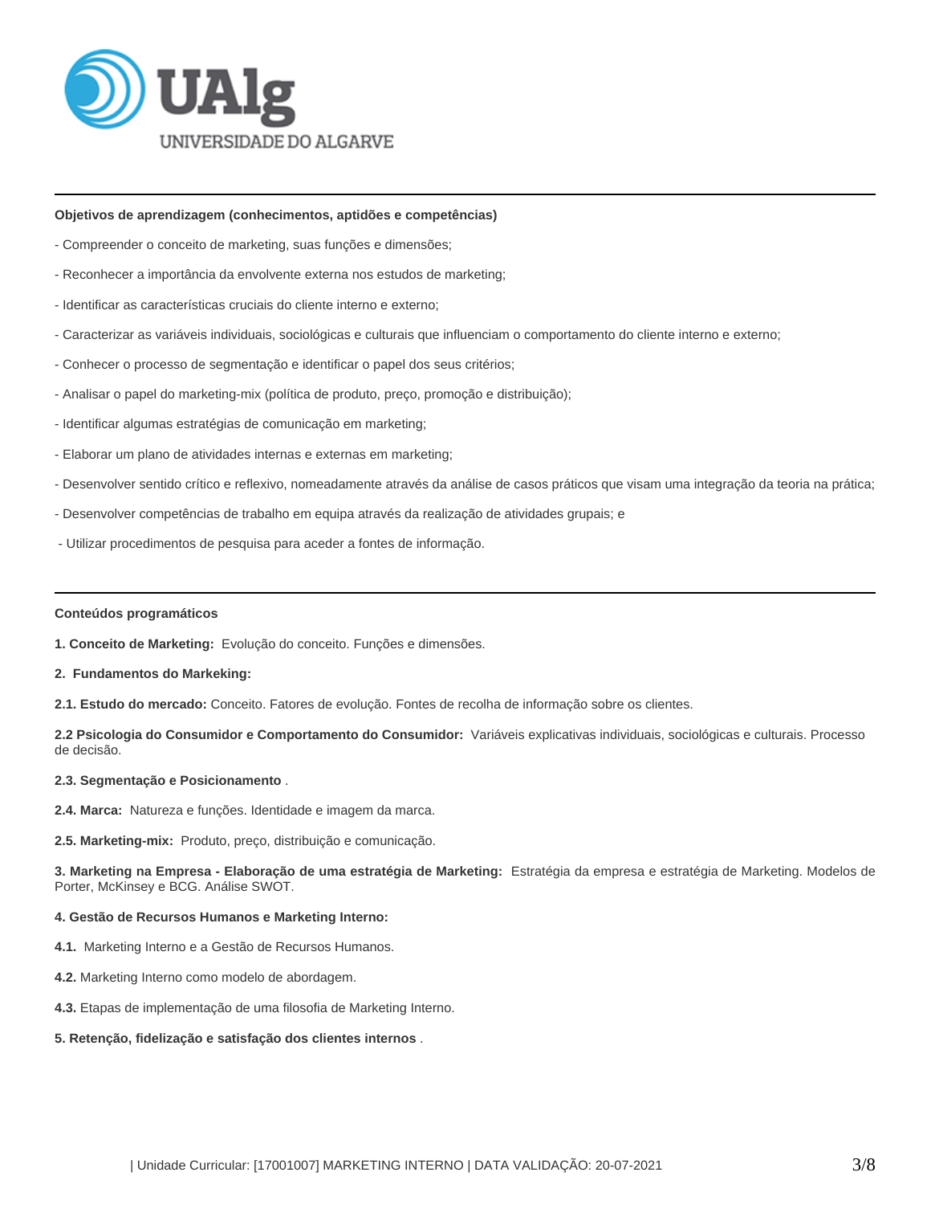**Objetivos de aprendizagem (conhecimentos, aptidões e competências)**

- Compreender o conceito de marketing, suas funções e dimensões;

- Reconhecer a importância da envolvente externa nos estudos de marketing;

- Identificar as características cruciais do cliente interno e externo;

- Caracterizar as variáveis individuais, sociológicas e culturais que influenciam o comportamento do cliente interno e externo;

- Conhecer o processo de segmentação e identificar o papel dos seus critérios;

- Analisar o papel do marketing-mix (política de produto, preço, promoção e distribuição);

- Identificar algumas estratégias de comunicação em marketing;

- Elaborar um plano de atividades internas e externas em marketing;

- Desenvolver sentido crítico e reflexivo, nomeadamente através da análise de casos práticos que visam uma integração da teoria na prática;

- Desenvolver competências de trabalho em equipa através da realização de atividades grupais; e

- Utilizar procedimentos de pesquisa para aceder a fontes de informação.

---

**Conteúdos programáticos**

**1. Conceito de Marketing:** Evolução do conceito. Funções e dimensões.

**2. Fundamentos do Markeking:**

**2.1. Estudo do mercado:** Conceito. Fatores de evolução. Fontes de recolha de informação sobre os clientes.

**2.2 Psicologia do Consumidor e Comportamento do Consumidor:** Variáveis explicativas individuais, sociológicas e culturais. Processo de decisão.

**2.3. Segmentação e Posicionamento** .

**2.4. Marca:** Natureza e funções. Identidade e imagem da marca.

**2.5. Marketing-mix:** Produto, preço, distribuição e comunicação.

**3. Marketing na Empresa - Elaboração de uma estratégia de Marketing:** Estratégia da empresa e estratégia de Marketing. Modelos de Porter, McKinsey e BCG. Análise SWOT.

**4. Gestão de Recursos Humanos e Marketing Interno:**

**4.1.** Marketing Interno e a Gestão de Recursos Humanos.

**4.2.** Marketing Interno como modelo de abordagem.

**4.3.** Etapas de implementação de uma filosofia de Marketing Interno.

**5. Retenção, fidelização e satisfação dos clientes internos** .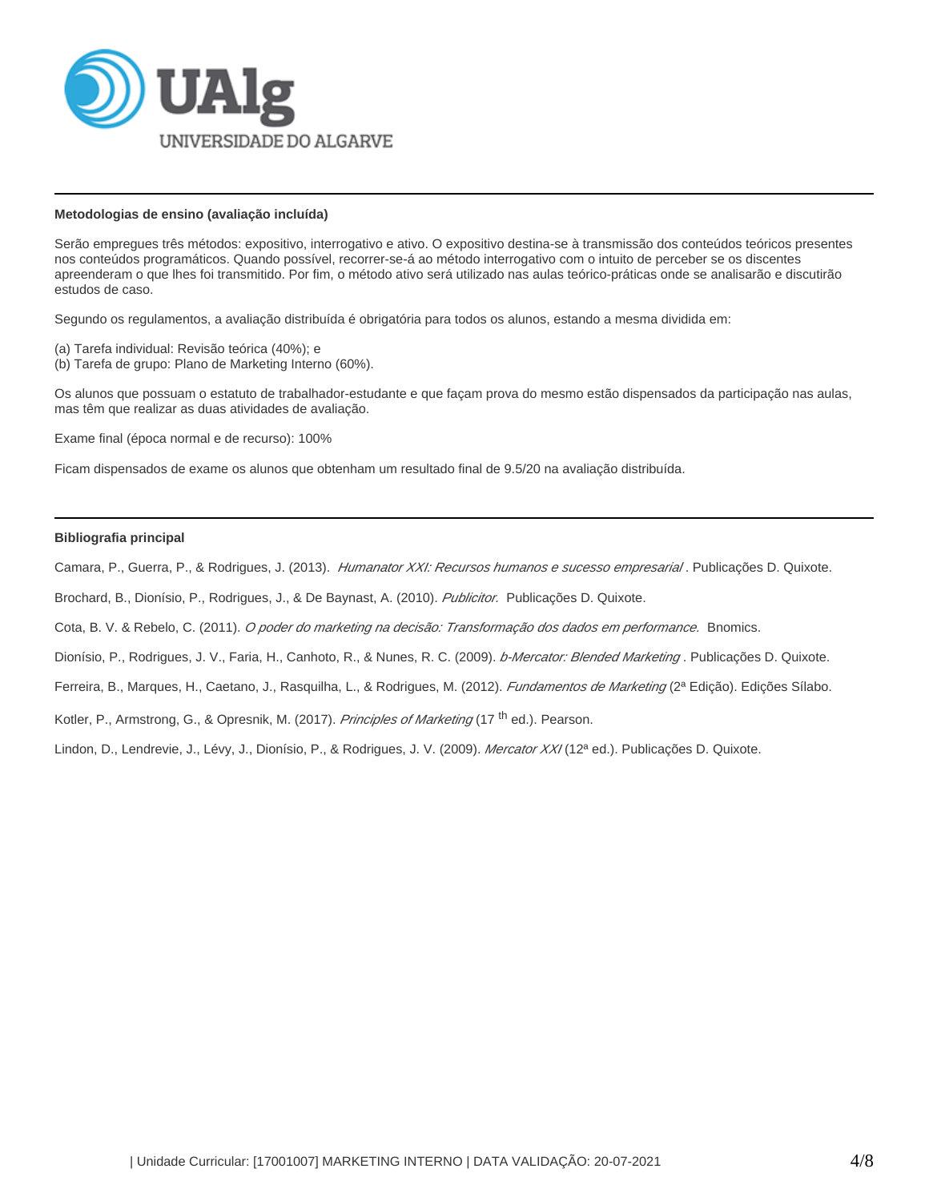**Metodologias de ensino (avaliação incluída)**

Serão empregues três métodos: expositivo, interrogativo e ativo. O expositivo destina-se à transmissão dos conteúdos teóricos presentes nos conteúdos programáticos. Quando possível, recorrer-se-á ao método interrogativo com o intuito de perceber se os discentes apreenderam o que lhes foi transmitido. Por fim, o método ativo será utilizado nas aulas teórico-práticas onde se analisarão e discutirão estudos de caso.

Segundo os regulamentos, a avaliação distribuída é obrigatória para todos os alunos, estando a mesma dividida em:

(a) Tarefa individual: Revisão teórica (40%); e
(b) Tarefa de grupo: Plano de Marketing Interno (60%).

Os alunos que possuam o estatuto de trabalhador-estudante e que façam prova do mesmo estão dispensados da participação nas aulas, mas têm que realizar as duas atividades de avaliação.

Exame final (época normal e de recurso): 100%

Ficam dispensados de exame os alunos que obtenham um resultado final de 9.5/20 na avaliação distribuída.

**Bibliografia principal**

Camara, P., Guerra, P., & Rodrigues, J. (2013). *Humanator XXI: Recursos humanos e sucesso empresarial*. Publicações D. Quixote.

Brochard, B., Dionísio, P., Rodrigues, J., & De Baynast, A. (2010). *Publicitor.* Publicações D. Quixote.

Cota, B. V. & Rebelo, C. (2011). *O poder do marketing na decisão: Transformação dos dados em performance.* Bnomics.

Dionísio, P., Rodrigues, J. V., Faria, H., Canhoto, R., & Nunes, R. C. (2009). *b-Mercator: Blended Marketing*. Publicações D. Quixote.

Ferreira, B., Marques, H., Caetano, J., Rasquilha, L., & Rodrigues, M. (2012). *Fundamentos de Marketing* (2ª Edição). Edições Sílabo.

Kotler, P., Armstrong, G., & Opresnik, M. (2017). *Principles of Marketing* (17 th ed.). Pearson.

Lindon, D., Lendrevie, J., Lévy, J., Dionísio, P., & Rodrigues, J. V. (2009). *Mercator XXI* (12ª ed.). Publicações D. Quixote.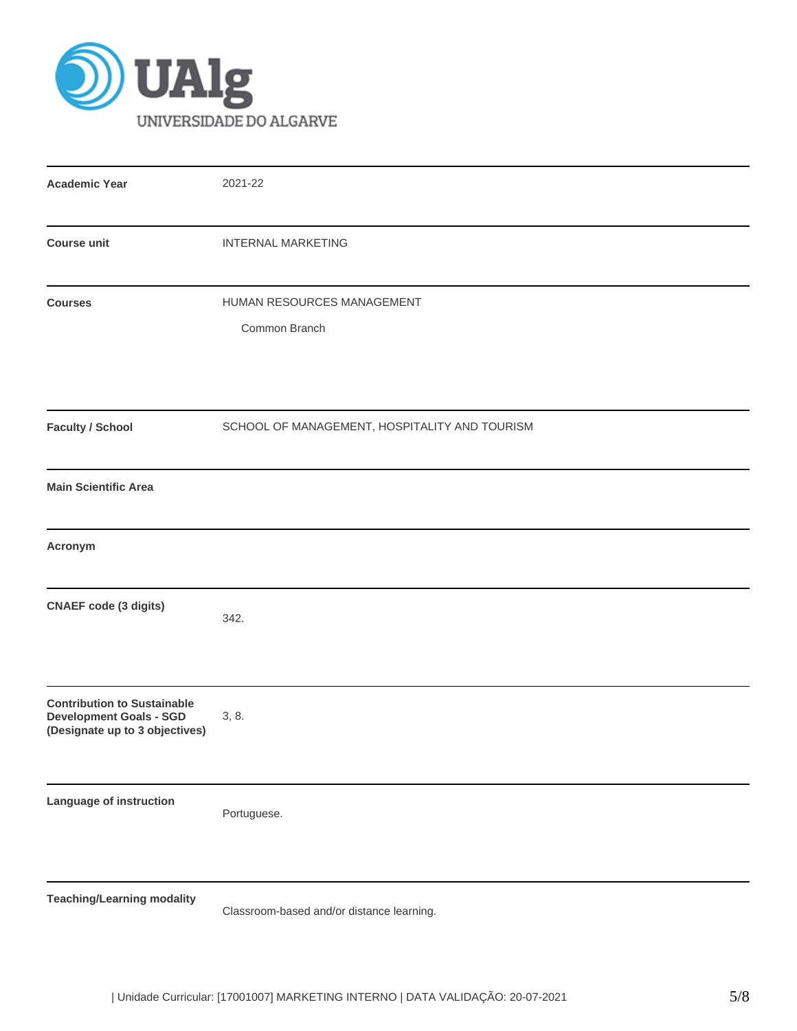| | |
|---|---|
| **Academic Year** | 2021-22 |
| **Course unit** | INTERNAL MARKETING |
| **Courses** | HUMAN RESOURCES MANAGEMENT<br>Common Branch |
| **Faculty / School** | SCHOOL OF MANAGEMENT, HOSPITALITY AND TOURISM |
| **Main Scientific Area** | |
| **Acronym** | |
| **CNAEF code (3 digits)** | 342. |
| **Contribution to Sustainable Development Goals - SGD (Designate up to 3 objectives)** | 3, 8. |
| **Language of instruction** | Portuguese. |
| **Teaching/Learning modality** | Classroom-based and/or distance learning. |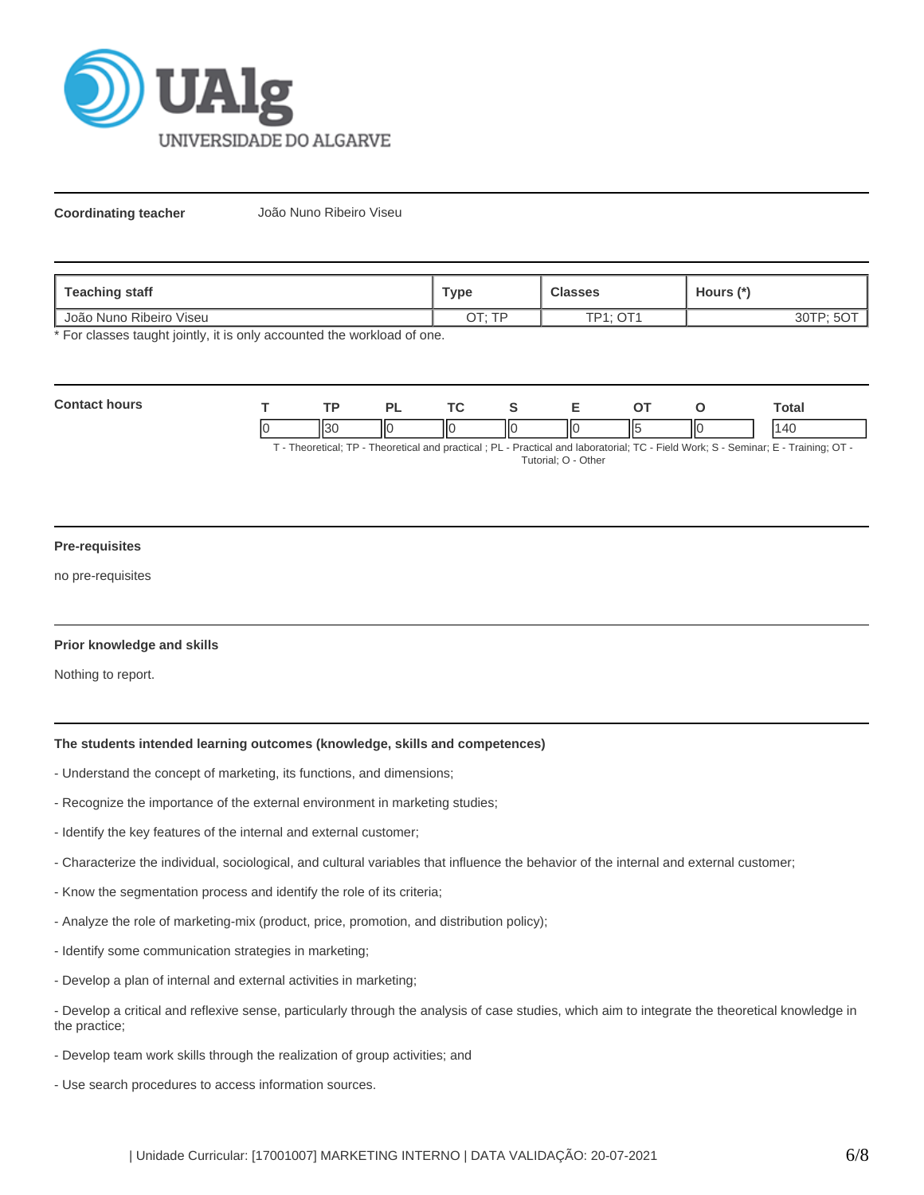**Coordinating teacher** João Nuno Ribeiro Viseu

| Teaching staff | Type | Classes | Hours (*) |
|---|---|---|---|
| João Nuno Ribeiro Viseu | OT; TP | TP1; OT1 | 30TP; 5OT |

* For classes taught jointly, it is only accounted the workload of one.

**Contact hours**

| T | TP | PL | TC | S | E | OT | O | Total |
|---|---|---|---|---|---|---|---|---|
| 0 | 30 | 0 | 0 | 0 | 0 | 5 | 0 | 140 |

T - Theoretical; TP - Theoretical and practical ; PL - Practical and laboratorial; TC - Field Work; S - Seminar; E - Training; OT - Tutorial; O - Other

**Pre-requisites**

no pre-requisites

**Prior knowledge and skills**

Nothing to report.

**The students intended learning outcomes (knowledge, skills and competences)**

- Understand the concept of marketing, its functions, and dimensions;

- Recognize the importance of the external environment in marketing studies;

- Identify the key features of the internal and external customer;

- Characterize the individual, sociological, and cultural variables that influence the behavior of the internal and external customer;

- Know the segmentation process and identify the role of its criteria;

- Analyze the role of marketing-mix (product, price, promotion, and distribution policy);

- Identify some communication strategies in marketing;

- Develop a plan of internal and external activities in marketing;

- Develop a critical and reflexive sense, particularly through the analysis of case studies, which aim to integrate the theoretical knowledge in the practice;

- Develop team work skills through the realization of group activities; and

- Use search procedures to access information sources.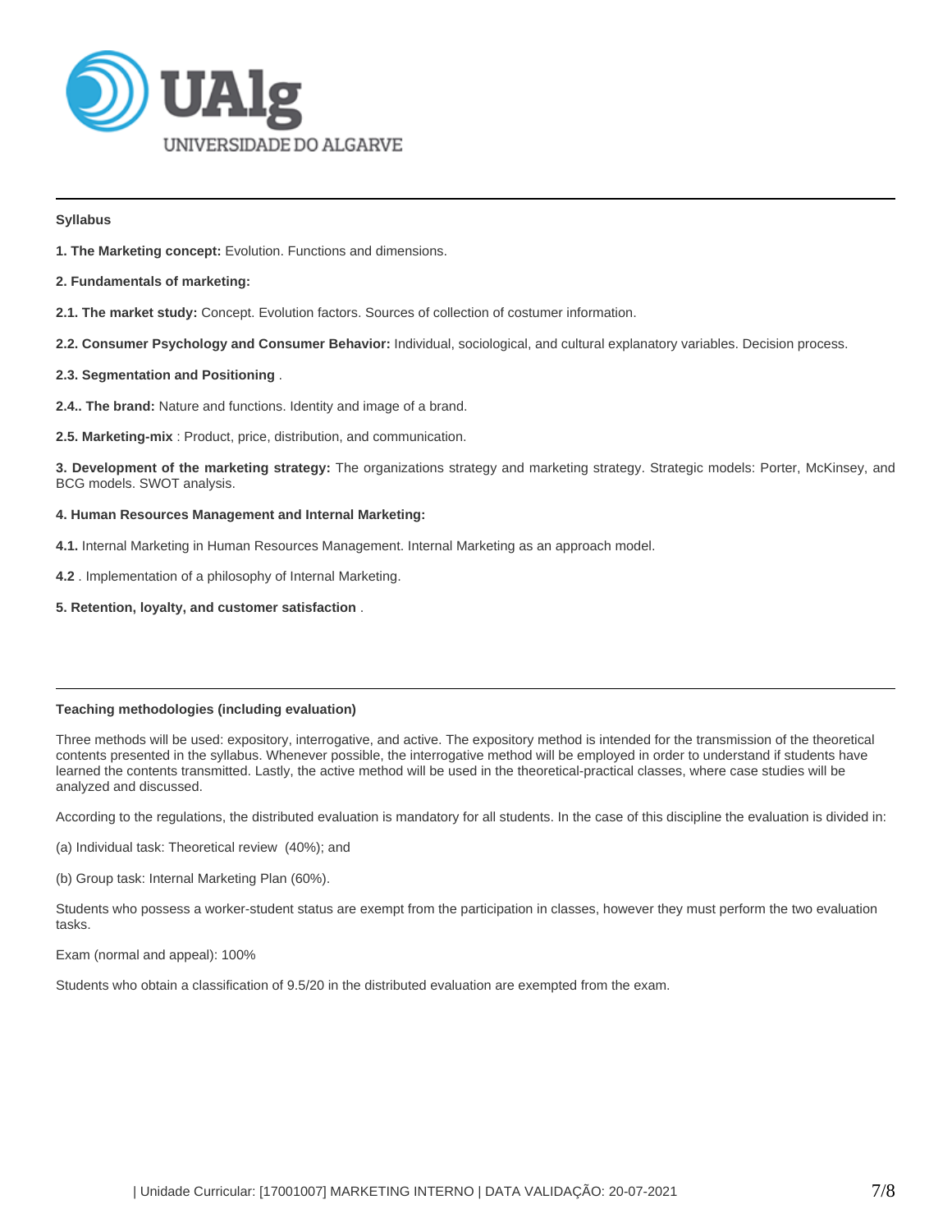**Syllabus**

**1. The Marketing concept:** Evolution. Functions and dimensions.

**2. Fundamentals of marketing:**

**2.1. The market study:** Concept. Evolution factors. Sources of collection of costumer information.

**2.2. Consumer Psychology and Consumer Behavior:** Individual, sociological, and cultural explanatory variables. Decision process.

**2.3. Segmentation and Positioning** .

**2.4.. The brand:** Nature and functions. Identity and image of a brand.

**2.5. Marketing-mix** : Product, price, distribution, and communication.

**3. Development of the marketing strategy:** The organizations strategy and marketing strategy. Strategic models: Porter, McKinsey, and BCG models. SWOT analysis.

**4. Human Resources Management and Internal Marketing:**

**4.1.** Internal Marketing in Human Resources Management. Internal Marketing as an approach model.

**4.2** . Implementation of a philosophy of Internal Marketing.

**5. Retention, loyalty, and customer satisfaction** .

**Teaching methodologies (including evaluation)**

Three methods will be used: expository, interrogative, and active. The expository method is intended for the transmission of the theoretical contents presented in the syllabus. Whenever possible, the interrogative method will be employed in order to understand if students have learned the contents transmitted. Lastly, the active method will be used in the theoretical-practical classes, where case studies will be analyzed and discussed.

According to the regulations, the distributed evaluation is mandatory for all students. In the case of this discipline the evaluation is divided in:

(a) Individual task: Theoretical review (40%); and

(b) Group task: Internal Marketing Plan (60%).

Students who possess a worker-student status are exempt from the participation in classes, however they must perform the two evaluation tasks.

Exam (normal and appeal): 100%

Students who obtain a classification of 9.5/20 in the distributed evaluation are exempted from the exam.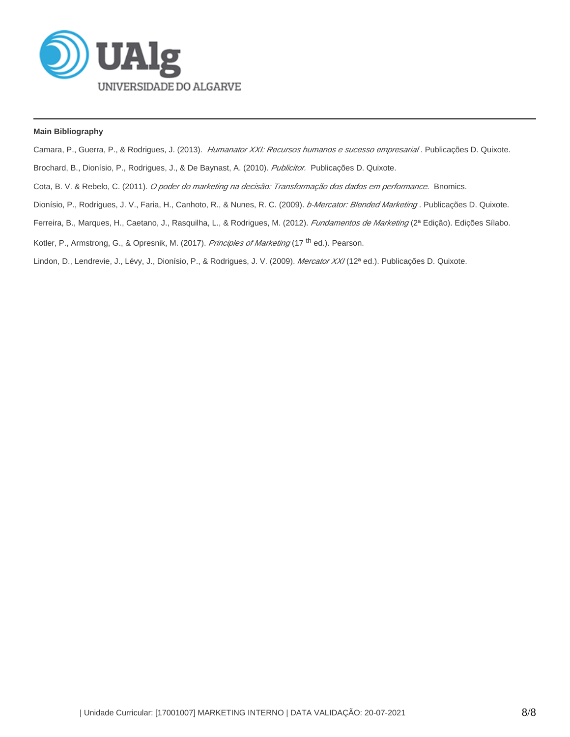**Main Bibliography**

Camara, P., Guerra, P., & Rodrigues, J. (2013). *Humanator XXI: Recursos humanos e sucesso empresarial* . Publicações D. Quixote.

Brochard, B., Dionísio, P., Rodrigues, J., & De Baynast, A. (2010). *Publicitor.* Publicações D. Quixote.

Cota, B. V. & Rebelo, C. (2011). *O poder do marketing na decisão: Transformação dos dados em performance.* Bnomics.

Dionísio, P., Rodrigues, J. V., Faria, H., Canhoto, R., & Nunes, R. C. (2009). *b-Mercator: Blended Marketing* . Publicações D. Quixote.

Ferreira, B., Marques, H., Caetano, J., Rasquilha, L., & Rodrigues, M. (2012). *Fundamentos de Marketing* (2ª Edição). Edições Sílabo.

Kotler, P., Armstrong, G., & Opresnik, M. (2017). *Principles of Marketing* (17 th ed.). Pearson.

Lindon, D., Lendrevie, J., Lévy, J., Dionísio, P., & Rodrigues, J. V. (2009). *Mercator XXI* (12ª ed.). Publicações D. Quixote.